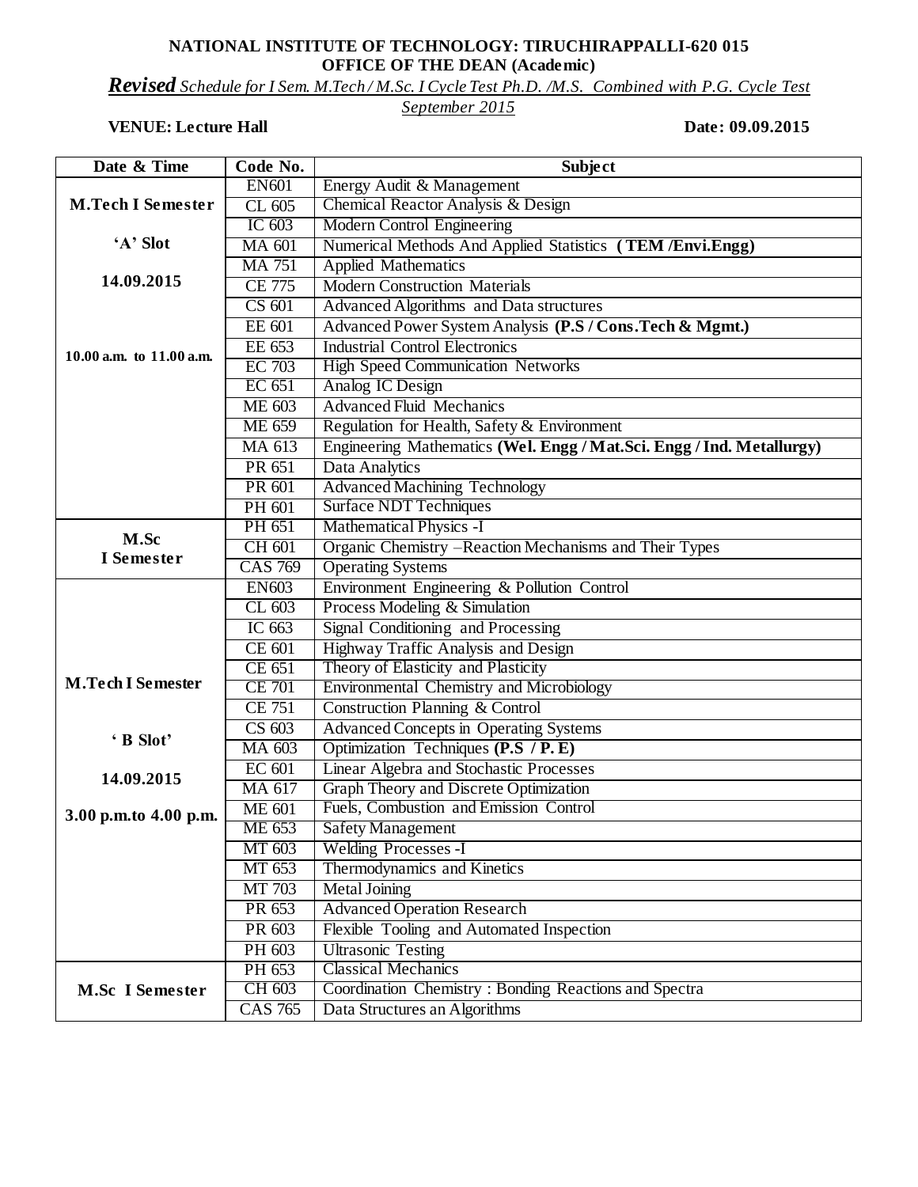**NATIONAL INSTITUTE OF TECHNOLOGY: TIRUCHIRAPPALLI-620 015**
**OFFICE OF THE DEAN (Academic)**

***Revised*** *Schedule for I Sem. M.Tech / M.Sc. I Cycle Test Ph.D. /M.S. Combined with P.G. Cycle Test*
*September 2015*

**VENUE: Lecture Hall** **Date: 09.09.2015**

| Date & Time | Code No. | Subject |
|---|---|---|
| **M.Tech I Semester** **'A' Slot** **14.09.2015** **10.00 a.m. to 11.00 a.m.** | EN601 | Energy Audit & Management |
| | CL 605 | Chemical Reactor Analysis & Design |
| | IC 603 | Modern Control Engineering |
| | MA 601 | Numerical Methods And Applied Statistics **(TEM /Envi.Engg)** |
| | MA 751 | Applied Mathematics |
| | CE 775 | Modern Construction Materials |
| | CS 601 | Advanced Algorithms and Data structures |
| | EE 601 | Advanced Power System Analysis **(P.S / Cons.Tech & Mgmt.)** |
| | EE 653 | Industrial Control Electronics |
| | EC 703 | High Speed Communication Networks |
| | EC 651 | Analog IC Design |
| | ME 603 | Advanced Fluid Mechanics |
| | ME 659 | Regulation for Health, Safety & Environment |
| | MA 613 | Engineering Mathematics **(Wel. Engg / Mat.Sci. Engg / Ind. Metallurgy)** |
| | PR 651 | Data Analytics |
| | PR 601 | Advanced Machining Technology |
| | PH 601 | Surface NDT Techniques |
| **M.Sc I Semester** | PH 651 | Mathematical Physics -I |
| | CH 601 | Organic Chemistry –Reaction Mechanisms and Their Types |
| | CAS 769 | Operating Systems |
| **M.Tech I Semester** **' B Slot'** **14.09.2015** **3.00 p.m.to 4.00 p.m.** | EN603 | Environment Engineering & Pollution Control |
| | CL 603 | Process Modeling & Simulation |
| | IC 663 | Signal Conditioning and Processing |
| | CE 601 | Highway Traffic Analysis and Design |
| | CE 651 | Theory of Elasticity and Plasticity |
| | CE 701 | Environmental Chemistry and Microbiology |
| | CE 751 | Construction Planning & Control |
| | CS 603 | Advanced Concepts in Operating Systems |
| | MA 603 | Optimization Techniques **(P.S / P. E)** |
| | EC 601 | Linear Algebra and Stochastic Processes |
| | MA 617 | Graph Theory and Discrete Optimization |
| | ME 601 | Fuels, Combustion and Emission Control |
| | ME 653 | Safety Management |
| | MT 603 | Welding Processes -I |
| | MT 653 | Thermodynamics and Kinetics |
| | MT 703 | Metal Joining |
| | PR 653 | Advanced Operation Research |
| | PR 603 | Flexible Tooling and Automated Inspection |
| | PH 603 | Ultrasonic Testing |
| **M.Sc I Semester** | PH 653 | Classical Mechanics |
| | CH 603 | Coordination Chemistry : Bonding Reactions and Spectra |
| | CAS 765 | Data Structures an Algorithms |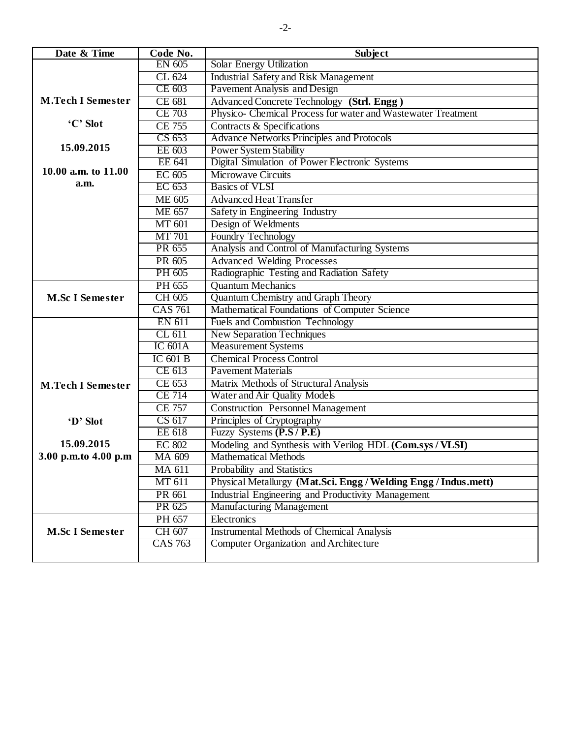| Date & Time | Code No. | Subject |
|---|---|---|
| **M.Tech I Semester**<br><br>**'C' Slot**<br><br>**15.09.2015**<br><br>**10.00 a.m. to 11.00 a.m.** | EN 605 | Solar Energy Utilization |
| | CL 624 | Industrial Safety and Risk Management |
| | CE 603 | Pavement Analysis and Design |
| | CE 681 | Advanced Concrete Technology **(Strl. Engg )** |
| | CE 703 | Physico- Chemical Process for water and Wastewater Treatment |
| | CE 755 | Contracts & Specifications |
| | CS 653 | Advance Networks Principles and Protocols |
| | EE 603 | Power System Stability |
| | EE 641 | Digital Simulation of Power Electronic Systems |
| | EC 605 | Microwave Circuits |
| | EC 653 | Basics of VLSI |
| | ME 605 | Advanced Heat Transfer |
| | ME 657 | Safety in Engineering Industry |
| | MT 601 | Design of Weldments |
| | MT 701 | Foundry Technology |
| | PR 655 | Analysis and Control of Manufacturing Systems |
| | PR 605 | Advanced Welding Processes |
| | PH 605 | Radiographic Testing and Radiation Safety |
| **M.Sc I Semester** | PH 655 | Quantum Mechanics |
| | CH 605 | Quantum Chemistry and Graph Theory |
| | CAS 761 | Mathematical Foundations of Computer Science |
| **M.Tech I Semester**<br><br>**'D' Slot**<br><br>**15.09.2015**<br>**3.00 p.m.to 4.00 p.m** | EN 611 | Fuels and Combustion Technology |
| | CL 611 | New Separation Techniques |
| | IC 601A | Measurement Systems |
| | IC 601 B | Chemical Process Control |
| | CE 613 | Pavement Materials |
| | CE 653 | Matrix Methods of Structural Analysis |
| | CE 714 | Water and Air Quality Models |
| | CE 757 | Construction Personnel Management |
| | CS 617 | Principles of Cryptography |
| | EE 618 | Fuzzy Systems **(P.S / P.E)** |
| | EC 802 | Modeling and Synthesis with Verilog HDL **(Com.sys / VLSI)** |
| | MA 609 | Mathematical Methods |
| | MA 611 | Probability and Statistics |
| | MT 611 | Physical Metallurgy **(Mat.Sci. Engg / Welding Engg / Indus.mett)** |
| | PR 661 | Industrial Engineering and Productivity Management |
| | PR 625 | Manufacturing Management |
| **M.Sc I Semester** | PH 657 | Electronics |
| | CH 607 | Instrumental Methods of Chemical Analysis |
| | CAS 763 | Computer Organization and Architecture |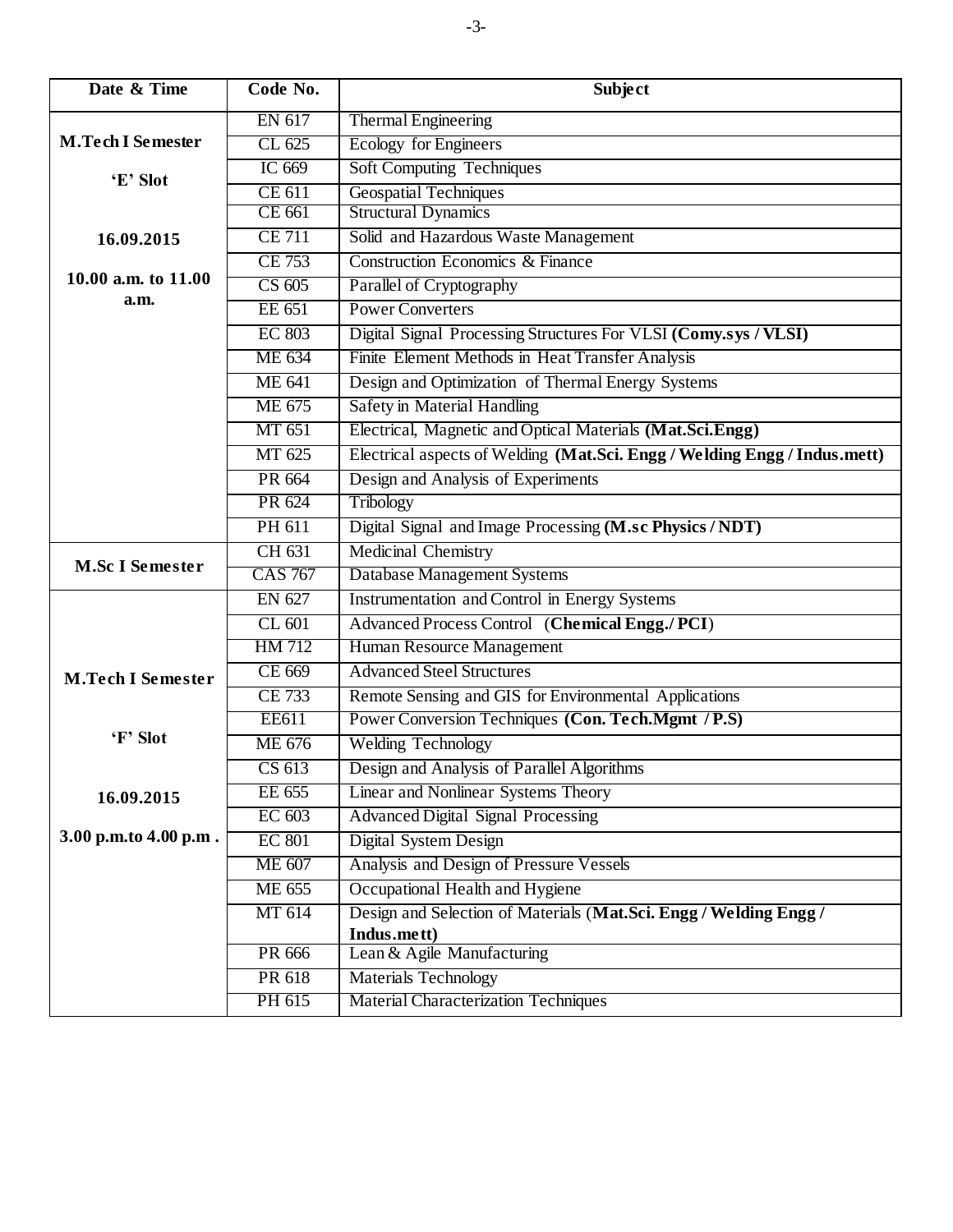| Date & Time | Code No. | Subject |
|---|---|---|
| **M.Tech I Semester** | EN 617 | Thermal Engineering |
| **'E' Slot** | CL 625 | Ecology for Engineers |
| **16.09.2015** | IC 669 | Soft Computing Techniques |
| **10.00 a.m. to 11.00 a.m.** | CE 611 | Geospatial Techniques |
| | CE 661 | Structural Dynamics |
| | CE 711 | Solid and Hazardous Waste Management |
| | CE 753 | Construction Economics & Finance |
| | CS 605 | Parallel of Cryptography |
| | EE 651 | Power Converters |
| | EC 803 | Digital Signal Processing Structures For VLSI **(Comy.sys / VLSI)** |
| | ME 634 | Finite Element Methods in Heat Transfer Analysis |
| | ME 641 | Design and Optimization of Thermal Energy Systems |
| | ME 675 | Safety in Material Handling |
| | MT 651 | Electrical, Magnetic and Optical Materials **(Mat.Sci.Engg)** |
| | MT 625 | Electrical aspects of Welding **(Mat.Sci. Engg / Welding Engg / Indus.mett)** |
| | PR 664 | Design and Analysis of Experiments |
| | PR 624 | Tribology |
| | PH 611 | Digital Signal and Image Processing **(M.sc Physics / NDT)** |
| **M.Sc I Semester** | CH 631 | Medicinal Chemistry |
| | CAS 767 | Database Management Systems |
| **M.Tech I Semester** | EN 627 | Instrumentation and Control in Energy Systems |
| **'F' Slot** | CL 601 | Advanced Process Control (**Chemical Engg./ PCI**) |
| **16.09.2015** | HM 712 | Human Resource Management |
| **3.00 p.m.to 4.00 p.m .** | CE 669 | Advanced Steel Structures |
| | CE 733 | Remote Sensing and GIS for Environmental Applications |
| | EE611 | Power Conversion Techniques **(Con. Tech.Mgmt / P.S)** |
| | ME 676 | Welding Technology |
| | CS 613 | Design and Analysis of Parallel Algorithms |
| | EE 655 | Linear and Nonlinear Systems Theory |
| | EC 603 | Advanced Digital Signal Processing |
| | EC 801 | Digital System Design |
| | ME 607 | Analysis and Design of Pressure Vessels |
| | ME 655 | Occupational Health and Hygiene |
| | MT 614 | Design and Selection of Materials (**Mat.Sci. Engg / Welding Engg / Indus.mett)** |
| | PR 666 | Lean & Agile Manufacturing |
| | PR 618 | Materials Technology |
| | PH 615 | Material Characterization Techniques |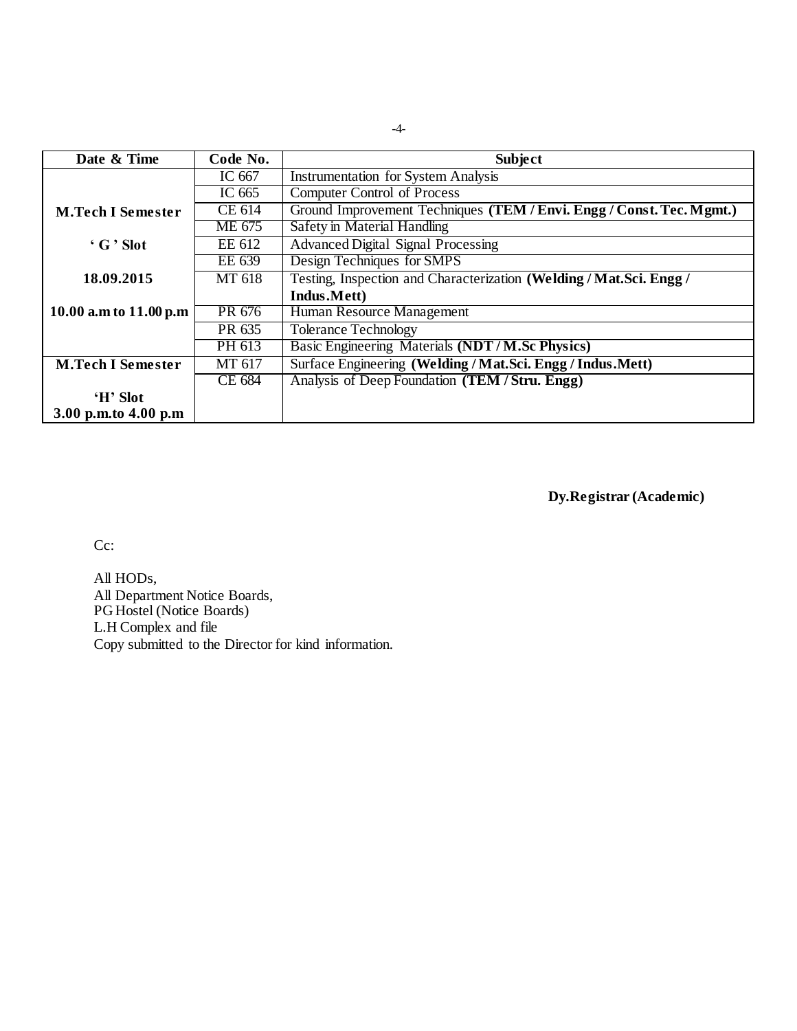| Date & Time | Code No. | Subject |
|---|---|---|
| **M.Tech I Semester** <br> **' G ' Slot** <br> **18.09.2015** <br> **10.00 a.m to 11.00 p.m** | IC 667 | Instrumentation for System Analysis |
| | IC 665 | Computer Control of Process |
| | CE 614 | Ground Improvement Techniques **(TEM / Envi. Engg / Const. Tec. Mgmt.)** |
| | ME 675 | Safety in Material Handling |
| | EE 612 | Advanced Digital Signal Processing |
| | EE 639 | Design Techniques for SMPS |
| | MT 618 | Testing, Inspection and Characterization **(Welding / Mat.Sci. Engg / Indus.Mett)** |
| | PR 676 | Human Resource Management |
| | PR 635 | Tolerance Technology |
| | PH 613 | Basic Engineering Materials **(NDT / M.Sc Physics)** |
| **M.Tech I Semester** <br> **'H' Slot** <br> **3.00 p.m.to 4.00 p.m** | MT 617 | Surface Engineering **(Welding / Mat.Sci. Engg / Indus.Mett)** |
| | CE 684 | Analysis of Deep Foundation **(TEM / Stru. Engg)** |

**Dy.Registrar (Academic)**

Cc:

All HODs,
All Department Notice Boards,
PG Hostel (Notice Boards)
L.H Complex and file
Copy submitted to the Director for kind information.